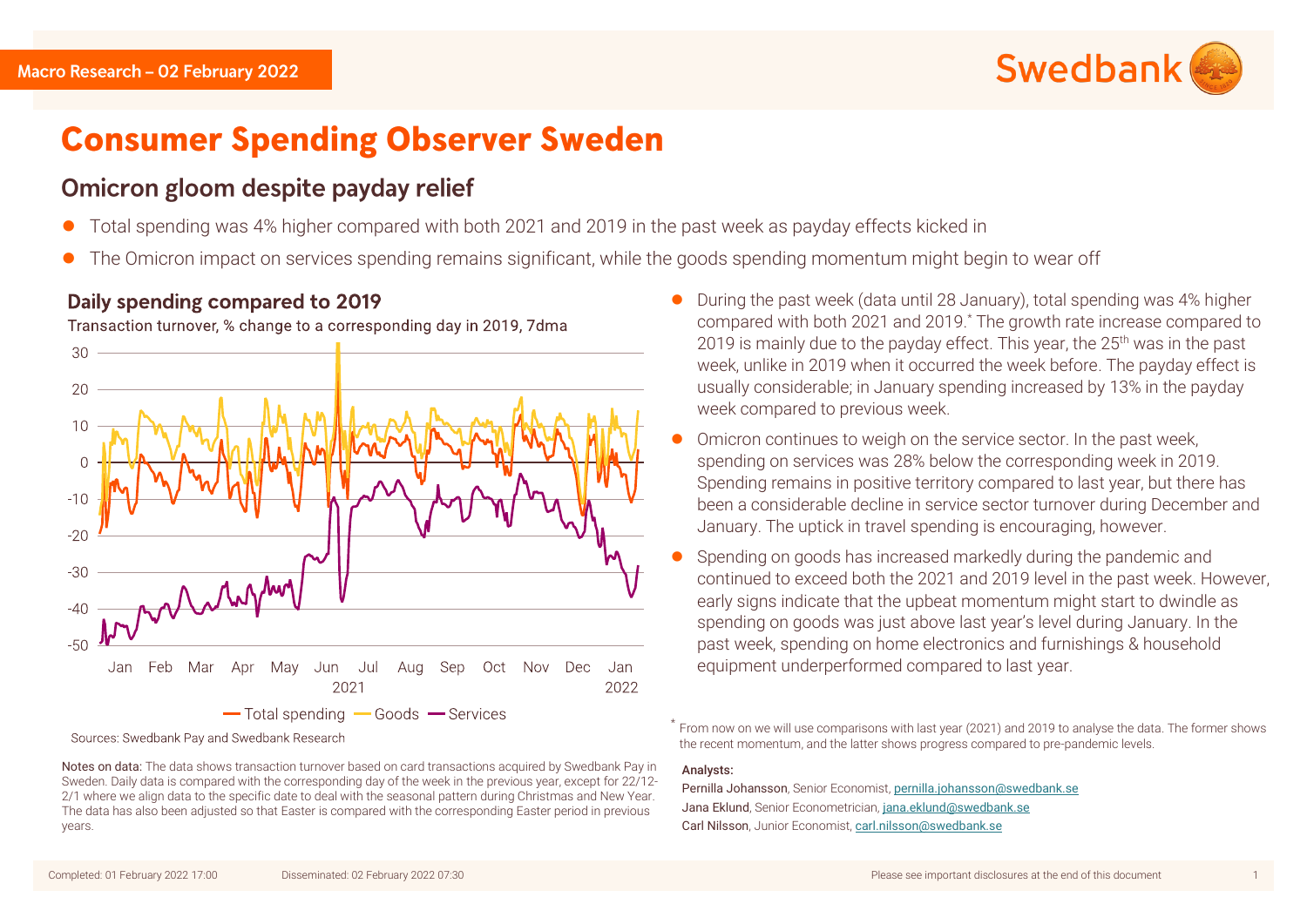Macro Research – 02 February 2022

# Consumer Spending Observer Sweden

## Omicron gloom despite payday relief

- Total spending was 4% higher compared with both 2021 and 2019 in the past week as payday effects kicked in
- The Omicron impact on services spending remains significant, while the goods spending momentum might begin to wear off

### Daily spending compared to 2019

Transaction turnover, % change to a corresponding day in 2019, 7dma

Sources: Swedbank Pay and Swedbank Research

Notes on data: The data shows transaction turnover based on card transactions acquired by Swedbank Pay in Sweden. Daily data is compared with the corresponding day of the week in the previous year, except for 22/12-2/1 where we align data to the specific date to deal with the seasonal pattern during Christmas and New Year. The data has also been adjusted so that Easter is compared with the corresponding Easter period in previous years.

- During the past week (data until 28 January), total spending was 4% higher compared with both 2021 and 2019.* The growth rate increase compared to 2019 is mainly due to the payday effect. This year, the 25th was in the past week, unlike in 2019 when it occurred the week before. The payday effect is usually considerable; in January spending increased by 13% in the payday week compared to previous week.
- Omicron continues to weigh on the service sector. In the past week, spending on services was 28% below the corresponding week in 2019. Spending remains in positive territory compared to last year, but there has been a considerable decline in service sector turnover during December and January. The uptick in travel spending is encouraging, however.
- Spending on goods has increased markedly during the pandemic and continued to exceed both the 2021 and 2019 level in the past week. However, early signs indicate that the upbeat momentum might start to dwindle as spending on goods was just above last year's level during January. In the past week, spending on home electronics and furnishings & household equipment underperformed compared to last year.

\* From now on we will use comparisons with last year (2021) and 2019 to analyse the data. The former shows the recent momentum, and the latter shows progress compared to pre-pandemic levels.

**Analysts:**

**Pernilla Johansson**, Senior Economist, pernilla.johansson@swedbank.se
**Jana Eklund**, Senior Econometrician, jana.eklund@swedbank.se
**Carl Nilsson**, Junior Economist, carl.nilsson@swedbank.se

Completed: 01 February 2022 17:00 Disseminated: 02 February 2022 07:30

Please see important disclosures at the end of this document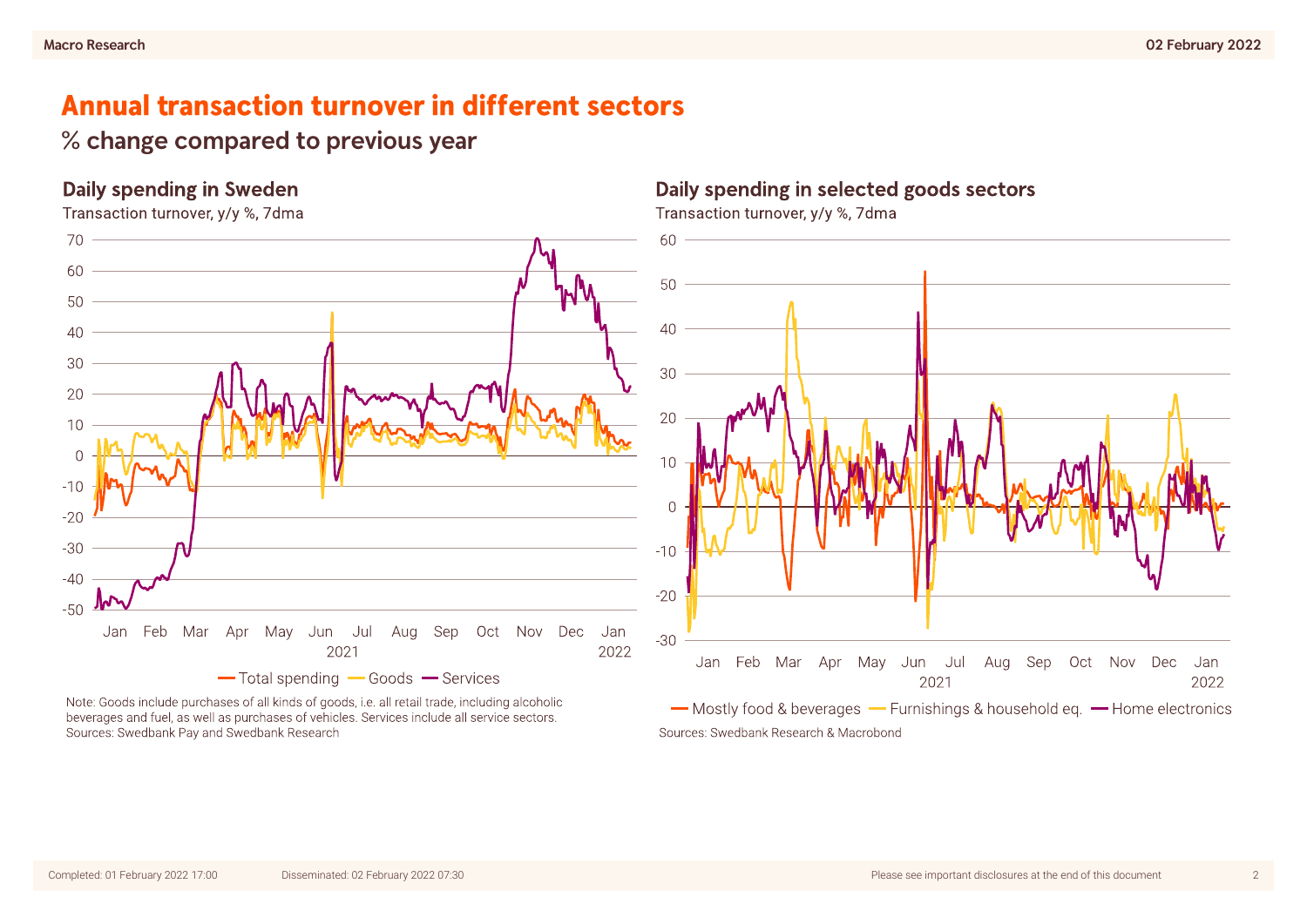# Annual transaction turnover in different sectors

## % change compared to previous year

### Daily spending in Sweden

Transaction turnover, y/y %, 7dma

Note: Goods include purchases of all kinds of goods, i.e. all retail trade, including alcoholic beverages and fuel, as well as purchases of vehicles. Services include all service sectors.
Sources: Swedbank Pay and Swedbank Research

### Daily spending in selected goods sectors

Transaction turnover, y/y %, 7dma

Sources: Swedbank Research & Macrobond

Completed: 01 February 2022 17:00 Disseminated: 02 February 2022 07:30

Please see important disclosures at the end of this document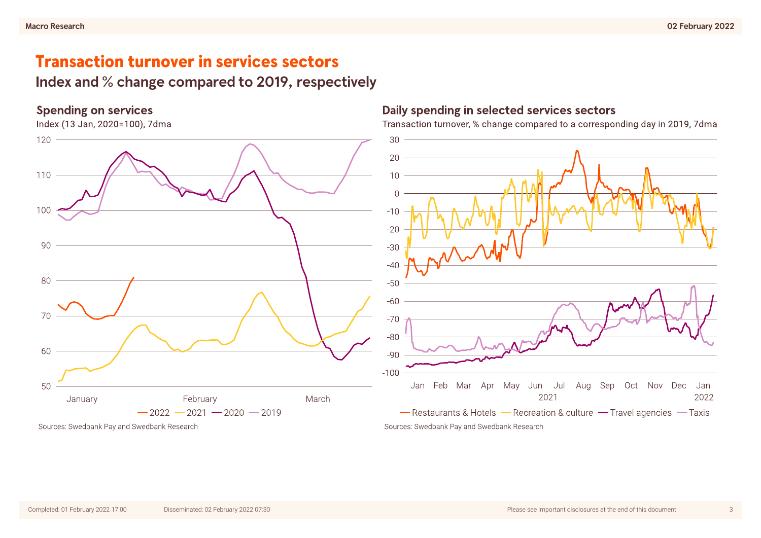# Transaction turnover in services sectors

## Index and % change compared to 2019, respectively

### Spending on services

Index (13 Jan, 2020=100), 7dma

Sources: Swedbank Pay and Swedbank Research

### Daily spending in selected services sectors

Transaction turnover, % change compared to a corresponding day in 2019, 7dma

Sources: Swedbank Pay and Swedbank Research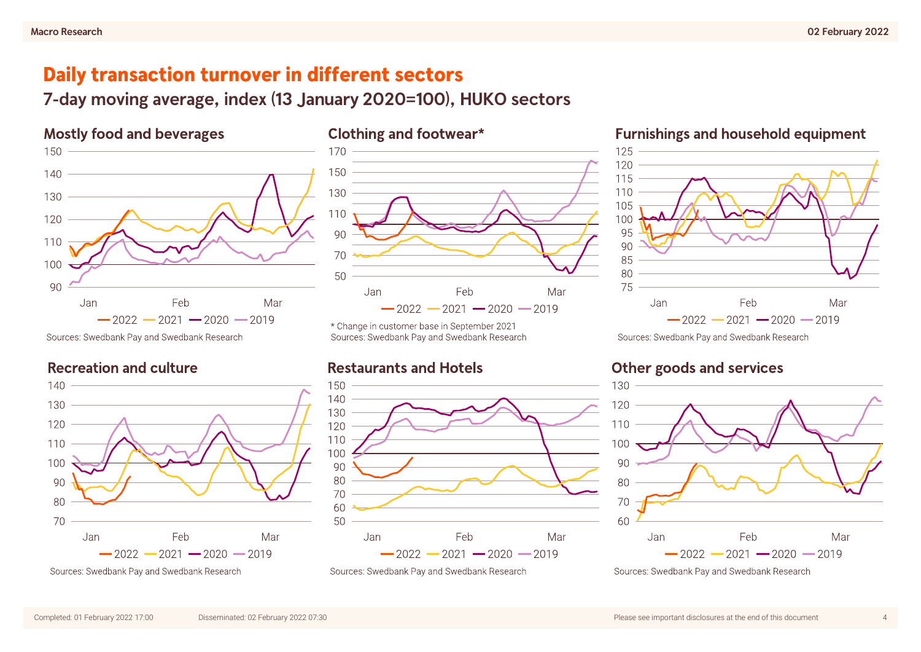# Daily transaction turnover in different sectors

## 7-day moving average, index (13 January 2020=100), HUKO sectors

### Mostly food and beverages

Sources: Swedbank Pay and Swedbank Research

### Clothing and footwear*

\* Change in customer base in September 2021

Sources: Swedbank Pay and Swedbank Research

### Furnishings and household equipment

Sources: Swedbank Pay and Swedbank Research

### Recreation and culture

Sources: Swedbank Pay and Swedbank Research

### Restaurants and Hotels

Sources: Swedbank Pay and Swedbank Research

### Other goods and services

Sources: Swedbank Pay and Swedbank Research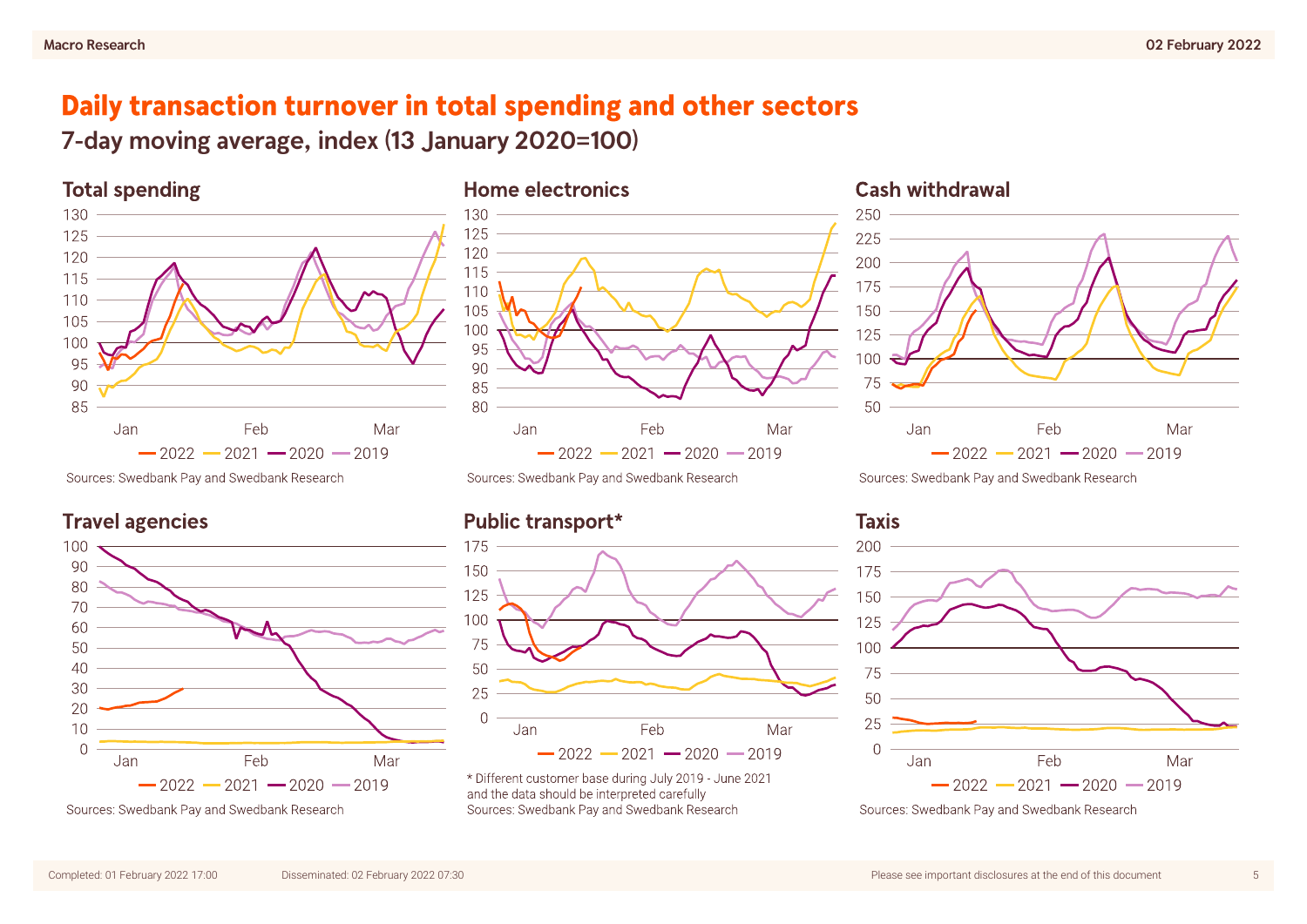# Daily transaction turnover in total spending and other sectors

## 7-day moving average, index (13 January 2020=100)

### Total spending

Sources: Swedbank Pay and Swedbank Research

### Home electronics

Sources: Swedbank Pay and Swedbank Research

### Cash withdrawal

Sources: Swedbank Pay and Swedbank Research

### Travel agencies

Sources: Swedbank Pay and Swedbank Research

### Public transport*

\* Different customer base during July 2019 - June 2021 and the data should be interpreted carefully

Sources: Swedbank Pay and Swedbank Research

### Taxis

Sources: Swedbank Pay and Swedbank Research

Completed: 01 February 2022 17:00  Disseminated: 02 February 2022 07:30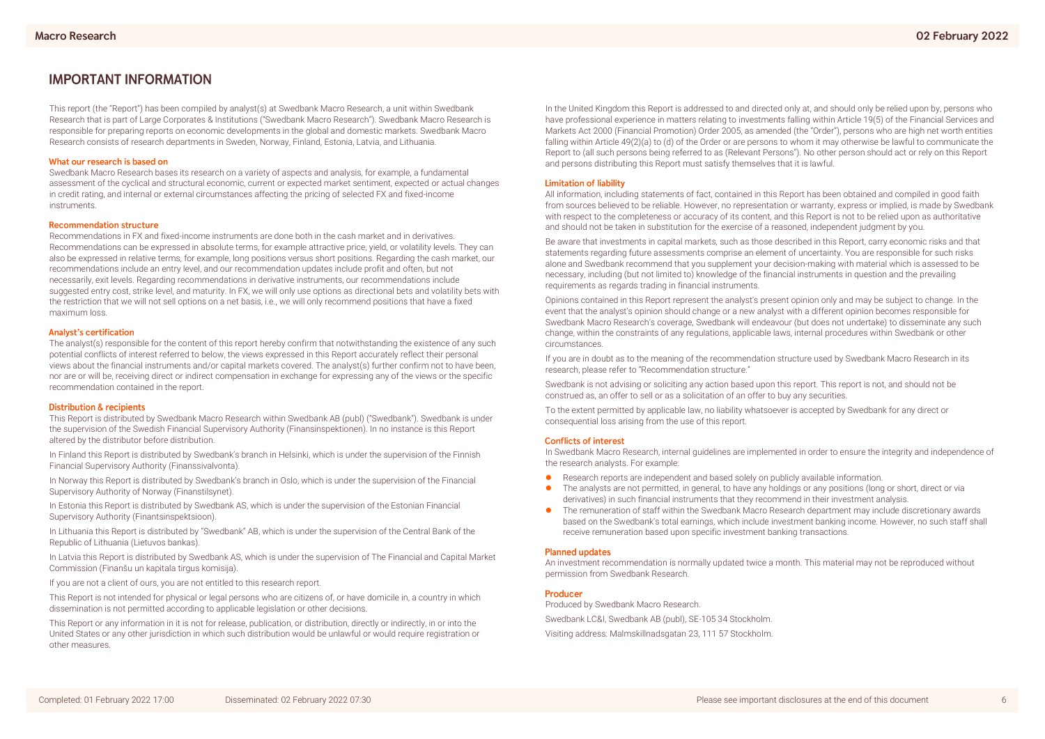# IMPORTANT INFORMATION

This report (the "Report") has been compiled by analyst(s) at Swedbank Macro Research, a unit within Swedbank Research that is part of Large Corporates & Institutions ("Swedbank Macro Research"). Swedbank Macro Research is responsible for preparing reports on economic developments in the global and domestic markets. Swedbank Macro Research consists of research departments in Sweden, Norway, Finland, Estonia, Latvia, and Lithuania.

### What our research is based on

Swedbank Macro Research bases its research on a variety of aspects and analysis, for example, a fundamental assessment of the cyclical and structural economic, current or expected market sentiment, expected or actual changes in credit rating, and internal or external circumstances affecting the pricing of selected FX and fixed-income instruments.

### Recommendation structure

Recommendations in FX and fixed-income instruments are done both in the cash market and in derivatives. Recommendations can be expressed in absolute terms, for example attractive price, yield, or volatility levels. They can also be expressed in relative terms, for example, long positions versus short positions. Regarding the cash market, our recommendations include an entry level, and our recommendation updates include profit and often, but not necessarily, exit levels. Regarding recommendations in derivative instruments, our recommendations include suggested entry cost, strike level, and maturity. In FX, we will only use options as directional bets and volatility bets with the restriction that we will not sell options on a net basis, i.e., we will only recommend positions that have a fixed maximum loss.

### Analyst's certification

The analyst(s) responsible for the content of this report hereby confirm that notwithstanding the existence of any such potential conflicts of interest referred to below, the views expressed in this Report accurately reflect their personal views about the financial instruments and/or capital markets covered. The analyst(s) further confirm not to have been, nor are or will be, receiving direct or indirect compensation in exchange for expressing any of the views or the specific recommendation contained in the report.

### Distribution & recipients

This Report is distributed by Swedbank Macro Research within Swedbank AB (publ) ("Swedbank"). Swedbank is under the supervision of the Swedish Financial Supervisory Authority (Finansinspektionen). In no instance is this Report altered by the distributor before distribution.

In Finland this Report is distributed by Swedbank's branch in Helsinki, which is under the supervision of the Finnish Financial Supervisory Authority (Finanssivalvonta).

In Norway this Report is distributed by Swedbank's branch in Oslo, which is under the supervision of the Financial Supervisory Authority of Norway (Finanstilsynet).

In Estonia this Report is distributed by Swedbank AS, which is under the supervision of the Estonian Financial Supervisory Authority (Finantsinspektsioon).

In Lithuania this Report is distributed by "Swedbank" AB, which is under the supervision of the Central Bank of the Republic of Lithuania (Lietuvos bankas).

In Latvia this Report is distributed by Swedbank AS, which is under the supervision of The Financial and Capital Market Commission (Finanšu un kapitala tirgus komisija).

If you are not a client of ours, you are not entitled to this research report.

This Report is not intended for physical or legal persons who are citizens of, or have domicile in, a country in which dissemination is not permitted according to applicable legislation or other decisions.

This Report or any information in it is not for release, publication, or distribution, directly or indirectly, in or into the United States or any other jurisdiction in which such distribution would be unlawful or would require registration or other measures.

In the United Kingdom this Report is addressed to and directed only at, and should only be relied upon by, persons who have professional experience in matters relating to investments falling within Article 19(5) of the Financial Services and Markets Act 2000 (Financial Promotion) Order 2005, as amended (the "Order"), persons who are high net worth entities falling within Article 49(2)(a) to (d) of the Order or are persons to whom it may otherwise be lawful to communicate the Report to (all such persons being referred to as (Relevant Persons"). No other person should act or rely on this Report and persons distributing this Report must satisfy themselves that it is lawful.

### Limitation of liability

All information, including statements of fact, contained in this Report has been obtained and compiled in good faith from sources believed to be reliable. However, no representation or warranty, express or implied, is made by Swedbank with respect to the completeness or accuracy of its content, and this Report is not to be relied upon as authoritative and should not be taken in substitution for the exercise of a reasoned, independent judgment by you.

Be aware that investments in capital markets, such as those described in this Report, carry economic risks and that statements regarding future assessments comprise an element of uncertainty. You are responsible for such risks alone and Swedbank recommend that you supplement your decision-making with material which is assessed to be necessary, including (but not limited to) knowledge of the financial instruments in question and the prevailing requirements as regards trading in financial instruments.

Opinions contained in this Report represent the analyst's present opinion only and may be subject to change. In the event that the analyst's opinion should change or a new analyst with a different opinion becomes responsible for Swedbank Macro Research's coverage, Swedbank will endeavour (but does not undertake) to disseminate any such change, within the constraints of any regulations, applicable laws, internal procedures within Swedbank or other circumstances.

If you are in doubt as to the meaning of the recommendation structure used by Swedbank Macro Research in its research, please refer to "Recommendation structure."

Swedbank is not advising or soliciting any action based upon this report. This report is not, and should not be construed as, an offer to sell or as a solicitation of an offer to buy any securities.

To the extent permitted by applicable law, no liability whatsoever is accepted by Swedbank for any direct or consequential loss arising from the use of this report.

### Conflicts of interest

In Swedbank Macro Research, internal guidelines are implemented in order to ensure the integrity and independence of the research analysts. For example:

- Research reports are independent and based solely on publicly available information.
- The analysts are not permitted, in general, to have any holdings or any positions (long or short, direct or via derivatives) in such financial instruments that they recommend in their investment analysis.
- The remuneration of staff within the Swedbank Macro Research department may include discretionary awards based on the Swedbank's total earnings, which include investment banking income. However, no such staff shall receive remuneration based upon specific investment banking transactions.

### Planned updates

An investment recommendation is normally updated twice a month. This material may not be reproduced without permission from Swedbank Research.

### Producer

Produced by Swedbank Macro Research.

Swedbank LC&I, Swedbank AB (publ), SE-105 34 Stockholm.

Visiting address: Malmskillnadsgatan 23, 111 57 Stockholm.

Completed: 01 February 2022 17:00 Disseminated: 02 February 2022 07:30